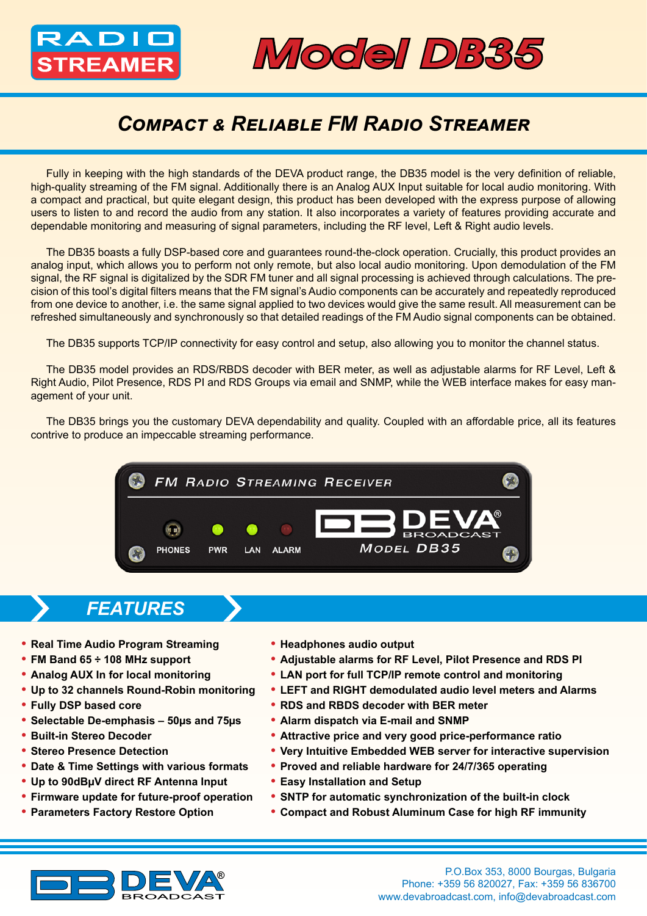# RADIO STREAMER

# Model DB35

## Compact & Reliable FM Radio Streamer

Fully in keeping with the high standards of the DEVA product range, the DB35 model is the very definition of reliable, high-quality streaming of the FM signal. Additionally there is an Analog AUX Input suitable for local audio monitoring. With a compact and practical, but quite elegant design, this product has been developed with the express purpose of allowing users to listen to and record the audio from any station. It also incorporates a variety of features providing accurate and dependable monitoring and measuring of signal parameters, including the RF level, Left & Right audio levels.

The DB35 boasts a fully DSP-based core and guarantees round-the-clock operation. Crucially, this product provides an analog input, which allows you to perform not only remote, but also local audio monitoring. Upon demodulation of the FM signal, the RF signal is digitalized by the SDR FM tuner and all signal processing is achieved through calculations. The precision of this tool's digital filters means that the FM signal's Audio components can be accurately and repeatedly reproduced from one device to another, i.e. the same signal applied to two devices would give the same result. All measurement can be refreshed simultaneously and synchronously so that detailed readings of the FM Audio signal components can be obtained.

The DB35 supports TCP/IP connectivity for easy control and setup, also allowing you to monitor the channel status.

The DB35 model provides an RDS/RBDS decoder with BER meter, as well as adjustable alarms for RF Level, Left & Right Audio, Pilot Presence, RDS PI and RDS Groups via email and SNMP, while the WEB interface makes for easy management of your unit.

The DB35 brings you the customary DEVA dependability and quality. Coupled with an affordable price, all its features contrive to produce an impeccable streaming performance.

FM Radio Streaming Receiver

PHONES PWR LAN ALARM

DEVA BROADCAST Model DB35

## FEATURES

- **Real Time Audio Program Streaming**
- **FM Band 65 ÷ 108 MHz support**
- **Analog AUX In for local monitoring**
- **Up to 32 channels Round-Robin monitoring**
- **Fully DSP based core**
- **Selectable De-emphasis – 50µs and 75µs**
- **Built-in Stereo Decoder**
- **Stereo Presence Detection**
- **Date & Time Settings with various formats**
- **Up to 90dBµV direct RF Antenna Input**
- **Firmware update for future-proof operation**
- **Parameters Factory Restore Option**
- **Headphones audio output**
- **Adjustable alarms for RF Level, Pilot Presence and RDS PI**
- **LAN port for full TCP/IP remote control and monitoring**
- **LEFT and RIGHT demodulated audio level meters and Alarms**
- **RDS and RBDS decoder with BER meter**
- **Alarm dispatch via E-mail and SNMP**
- **Attractive price and very good price-performance ratio**
- **Very Intuitive Embedded WEB server for interactive supervision**
- **Proved and reliable hardware for 24/7/365 operating**
- **Easy Installation and Setup**
- **SNTP for automatic synchronization of the built-in clock**
- **Compact and Robust Aluminum Case for high RF immunity**

DEVA BROADCAST

P.O.Box 353, 8000 Bourgas, Bulgaria
Phone: +359 56 820027, Fax: +359 56 836700
www.devabroadcast.com, info@devabroadcast.com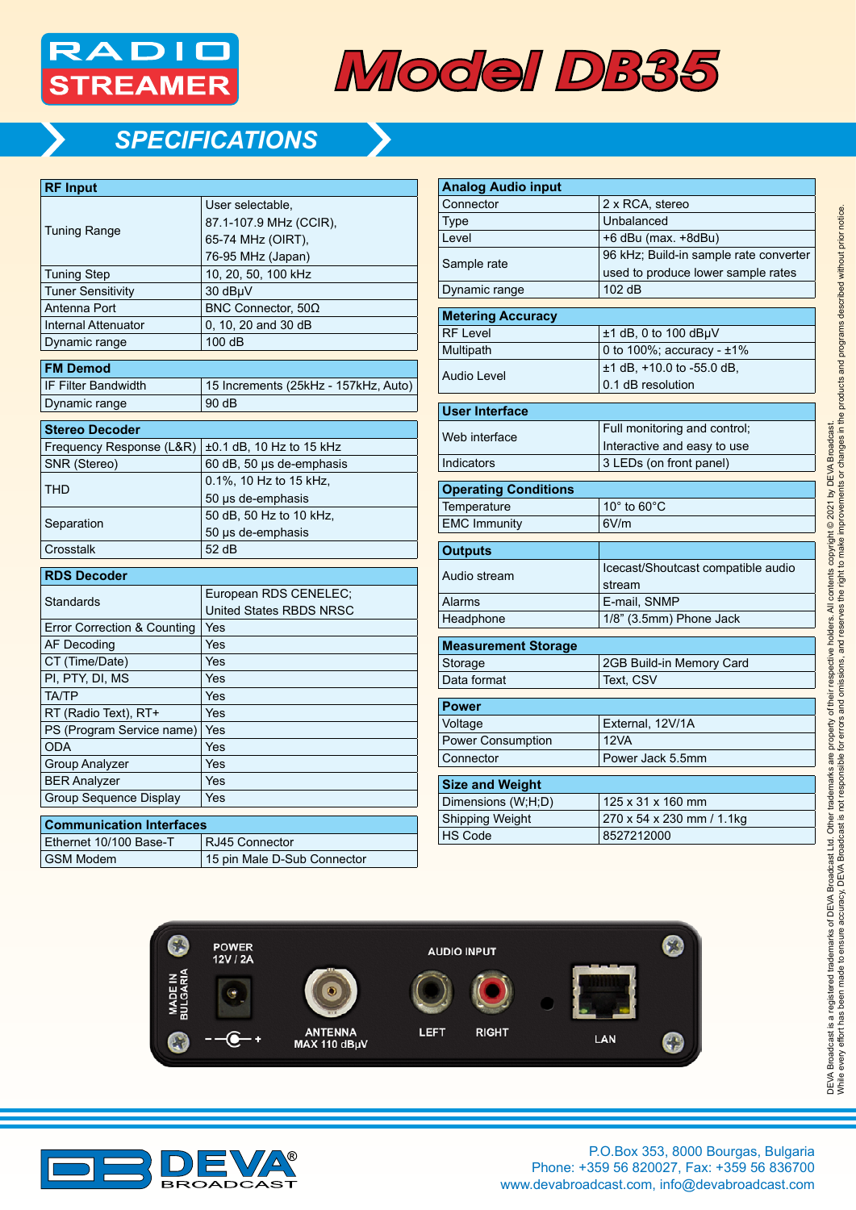# RADIO STREAMER

# Model DB35

## SPECIFICATIONS

| RF Input | |
|---|---|
| Tuning Range | User selectable, 87.1-107.9 MHz (CCIR), 65-74 MHz (OIRT), 76-95 MHz (Japan) |
| Tuning Step | 10, 20, 50, 100 kHz |
| Tuner Sensitivity | 30 dBμV |
| Antenna Port | BNC Connector, 50Ω |
| Internal Attenuator | 0, 10, 20 and 30 dB |
| Dynamic range | 100 dB |

| FM Demod | |
|---|---|
| IF Filter Bandwidth | 15 Increments (25kHz - 157kHz, Auto) |
| Dynamic range | 90 dB |

| Stereo Decoder | |
|---|---|
| Frequency Response (L&R) | ±0.1 dB, 10 Hz to 15 kHz |
| SNR (Stereo) | 60 dB, 50 μs de-emphasis |
| THD | 0.1%, 10 Hz to 15 kHz, 50 μs de-emphasis |
| Separation | 50 dB, 50 Hz to 10 kHz, 50 μs de-emphasis |
| Crosstalk | 52 dB |

| RDS Decoder | |
|---|---|
| Standards | European RDS CENELEC; United States RBDS NRSC |
| Error Correction & Counting | Yes |
| AF Decoding | Yes |
| CT (Time/Date) | Yes |
| PI, PTY, DI, MS | Yes |
| TA/TP | Yes |
| RT (Radio Text), RT+ | Yes |
| PS (Program Service name) | Yes |
| ODA | Yes |
| Group Analyzer | Yes |
| BER Analyzer | Yes |
| Group Sequence Display | Yes |

| Communication Interfaces | |
|---|---|
| Ethernet 10/100 Base-T | RJ45 Connector |
| GSM Modem | 15 pin Male D-Sub Connector |

| Analog Audio input | |
|---|---|
| Connector | 2 x RCA, stereo |
| Type | Unbalanced |
| Level | +6 dBu (max. +8dBu) |
| Sample rate | 96 kHz; Build-in sample rate converter used to produce lower sample rates |
| Dynamic range | 102 dB |

| Metering Accuracy | |
|---|---|
| RF Level | ±1 dB, 0 to 100 dBμV |
| Multipath | 0 to 100%; accuracy - ±1% |
| Audio Level | ±1 dB, +10.0 to -55.0 dB, 0.1 dB resolution |

| User Interface | |
|---|---|
| Web interface | Full monitoring and control; Interactive and easy to use |
| Indicators | 3 LEDs (on front panel) |

| Operating Conditions | |
|---|---|
| Temperature | 10° to 60°C |
| EMC Immunity | 6V/m |

| Outputs | |
|---|---|
| Audio stream | Icecast/Shoutcast compatible audio stream |
| Alarms | E-mail, SNMP |
| Headphone | 1/8" (3.5mm) Phone Jack |

| Measurement Storage | |
|---|---|
| Storage | 2GB Build-in Memory Card |
| Data format | Text, CSV |

| Power | |
|---|---|
| Voltage | External, 12V/1A |
| Power Consumption | 12VA |
| Connector | Power Jack 5.5mm |

| Size and Weight | |
|---|---|
| Dimensions (W;H;D) | 125 x 31 x 160 mm |
| Shipping Weight | 270 x 54 x 230 mm / 1.1kg |
| HS Code | 8527212000 |

MADE IN BULGARIA | POWER 12V / 2A | ANTENNA MAX 110 dBμV | AUDIO INPUT LEFT RIGHT | LAN

DEVA Broadcast is a registered trademarks of DEVA Broadcast Ltd. Other trademarks are property of their respective holders. All contents copyright © 2021 by DEVA Broadcast. While every effort has been made to ensure accuracy, DEVA Broadcast is not responsible for errors and omissions, and reserves the right to make improvements or changes in the products and programs described without prior notice.

DEVA BROADCAST

P.O.Box 353, 8000 Bourgas, Bulgaria
Phone: +359 56 820027, Fax: +359 56 836700
www.devabroadcast.com, info@devabroadcast.com